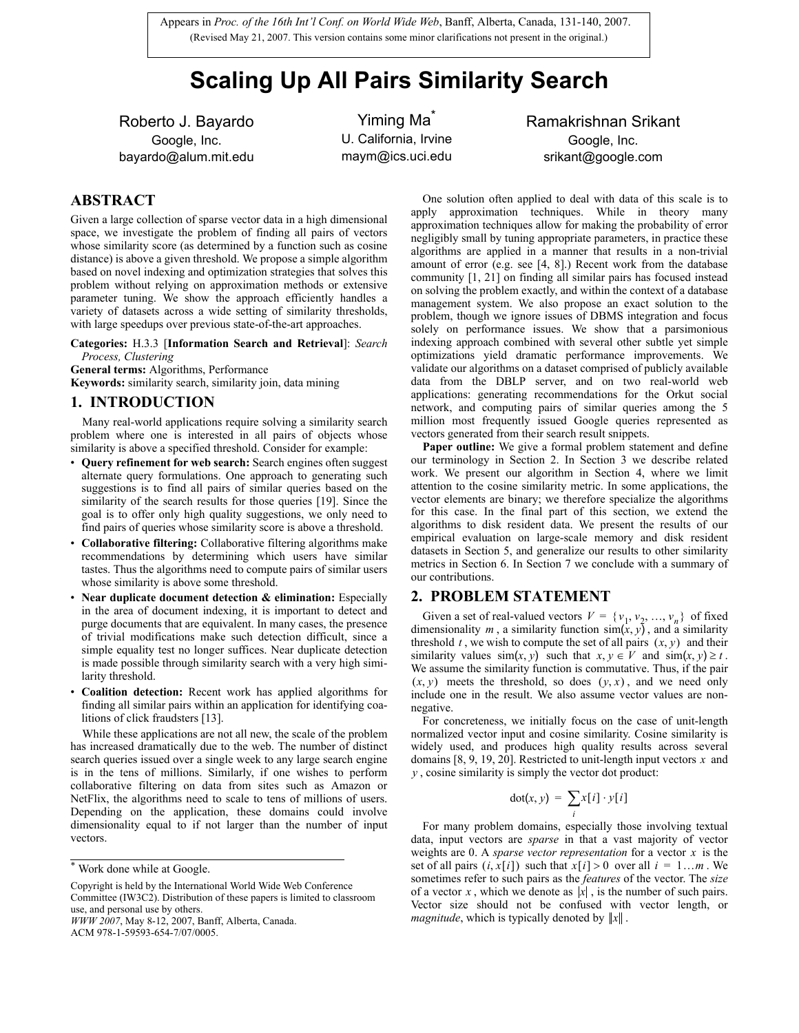Appears in *Proc. of the 16th Int'l Conf. on World Wide Web*, Banff, Alberta, Canada, 131-140, 2007.
(Revised May 21, 2007. This version contains some minor clarifications not present in the original.)

# Scaling Up All Pairs Similarity Search

Roberto J. Bayardo
Google, Inc.
bayardo@alum.mit.edu

Yiming Ma*
U. California, Irvine
maym@ics.uci.edu

Ramakrishnan Srikant
Google, Inc.
srikant@google.com

## ABSTRACT

Given a large collection of sparse vector data in a high dimensional space, we investigate the problem of finding all pairs of vectors whose similarity score (as determined by a function such as cosine distance) is above a given threshold. We propose a simple algorithm based on novel indexing and optimization strategies that solves this problem without relying on approximation methods or extensive parameter tuning. We show the approach efficiently handles a variety of datasets across a wide setting of similarity thresholds, with large speedups over previous state-of-the-art approaches.

**Categories:** H.3.3 [**Information Search and Retrieval**]: *Search Process, Clustering*
**General terms:** Algorithms, Performance
**Keywords:** similarity search, similarity join, data mining

## 1. INTRODUCTION

Many real-world applications require solving a similarity search problem where one is interested in all pairs of objects whose similarity is above a specified threshold. Consider for example:

- **Query refinement for web search:** Search engines often suggest alternate query formulations. One approach to generating such suggestions is to find all pairs of similar queries based on the similarity of the search results for those queries [19]. Since the goal is to offer only high quality suggestions, we only need to find pairs of queries whose similarity score is above a threshold.
- **Collaborative filtering:** Collaborative filtering algorithms make recommendations by determining which users have similar tastes. Thus the algorithms need to compute pairs of similar users whose similarity is above some threshold.
- **Near duplicate document detection & elimination:** Especially in the area of document indexing, it is important to detect and purge documents that are equivalent. In many cases, the presence of trivial modifications make such detection difficult, since a simple equality test no longer suffices. Near duplicate detection is made possible through similarity search with a very high similarity threshold.
- **Coalition detection:** Recent work has applied algorithms for finding all similar pairs within an application for identifying coalitions of click fraudsters [13].

While these applications are not all new, the scale of the problem has increased dramatically due to the web. The number of distinct search queries issued over a single week to any large search engine is in the tens of millions. Similarly, if one wishes to perform collaborative filtering on data from sites such as Amazon or NetFlix, the algorithms need to scale to tens of millions of users. Depending on the application, these domains could involve dimensionality equal to if not larger than the number of input vectors.

One solution often applied to deal with data of this scale is to apply approximation techniques. While in theory many approximation techniques allow for making the probability of error negligibly small by tuning appropriate parameters, in practice these algorithms are applied in a manner that results in a non-trivial amount of error (e.g. see [4, 8].) Recent work from the database community [1, 21] on finding all similar pairs has focused instead on solving the problem exactly, and within the context of a database management system. We also propose an exact solution to the problem, though we ignore issues of DBMS integration and focus solely on performance issues. We show that a parsimonious indexing approach combined with several other subtle yet simple optimizations yield dramatic performance improvements. We validate our algorithms on a dataset comprised of publicly available data from the DBLP server, and on two real-world web applications: generating recommendations for the Orkut social network, and computing pairs of similar queries among the 5 million most frequently issued Google queries represented as vectors generated from their search result snippets.

**Paper outline:** We give a formal problem statement and define our terminology in Section 2. In Section 3 we describe related work. We present our algorithm in Section 4, where we limit attention to the cosine similarity metric. In some applications, the vector elements are binary; we therefore specialize the algorithms for this case. In the final part of this section, we extend the algorithms to disk resident data. We present the results of our empirical evaluation on large-scale memory and disk resident datasets in Section 5, and generalize our results to other similarity metrics in Section 6. In Section 7 we conclude with a summary of our contributions.

## 2. PROBLEM STATEMENT

Given a set of real-valued vectors $V = \{v_1, v_2, \ldots, v_n\}$ of fixed dimensionality $m$, a similarity function $\text{sim}(x, y)$, and a similarity threshold $t$, we wish to compute the set of all pairs $(x, y)$ and their similarity values $\text{sim}(x, y)$ such that $x, y \in V$ and $\text{sim}(x, y) \geq t$. We assume the similarity function is commutative. Thus, if the pair $(x, y)$ meets the threshold, so does $(y, x)$, and we need only include one in the result. We also assume vector values are non-negative.

For concreteness, we initially focus on the case of unit-length normalized vector input and cosine similarity. Cosine similarity is widely used, and produces high quality results across several domains [8, 9, 19, 20]. Restricted to unit-length input vectors $x$ and $y$, cosine similarity is simply the vector dot product:

$$\text{dot}(x, y) = \sum_i x[i] \cdot y[i]$$

For many problem domains, especially those involving textual data, input vectors are *sparse* in that a vast majority of vector weights are 0. A *sparse vector representation* for a vector $x$ is the set of all pairs $(i, x[i])$ such that $x[i] > 0$ over all $i = 1 \ldots m$. We sometimes refer to such pairs as the *features* of the vector. The *size* of a vector $x$, which we denote as $|x|$, is the number of such pairs. Vector size should not be confused with vector length, or *magnitude*, which is typically denoted by $\|x\|$.

---

* Work done while at Google.

Copyright is held by the International World Wide Web Conference Committee (IW3C2). Distribution of these papers is limited to classroom use, and personal use by others.
*WWW 2007*, May 8-12, 2007, Banff, Alberta, Canada.
ACM 978-1-59593-654-7/07/0005.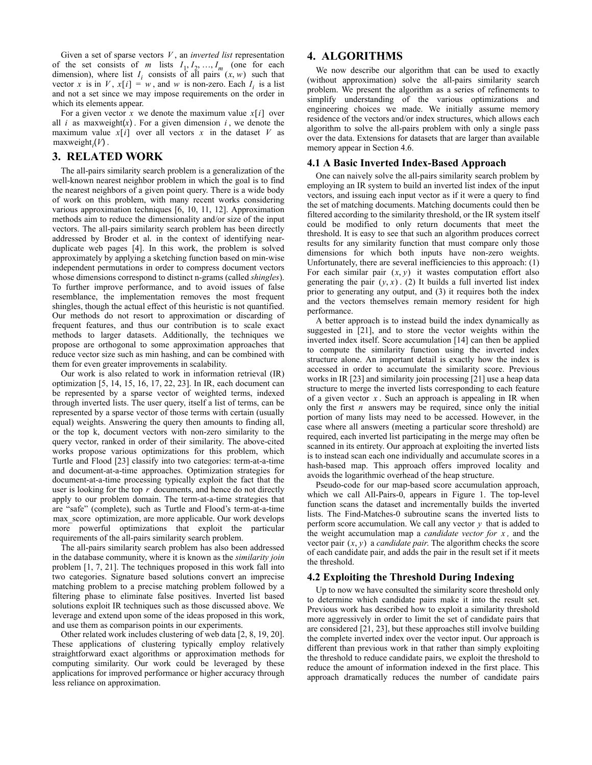Given a set of sparse vectors $V$, an *inverted list* representation of the set consists of $m$ lists $I_1, I_2, \ldots, I_m$ (one for each dimension), where list $I_i$ consists of all pairs $(x, w)$ such that vector $x$ is in $V$, $x[i] = w$, and $w$ is non-zero. Each $I_i$ is a list and not a set since we may impose requirements on the order in which its elements appear.

For a given vector $x$ we denote the maximum value $x[i]$ over all $i$ as $\text{maxweight}(x)$. For a given dimension $i$, we denote the maximum value $x[i]$ over all vectors $x$ in the dataset $V$ as $\text{maxweight}_i(V)$.

# 3. RELATED WORK

The all-pairs similarity search problem is a generalization of the well-known nearest neighbor problem in which the goal is to find the nearest neighbors of a given point query. There is a wide body of work on this problem, with many recent works considering various approximation techniques [6, 10, 11, 12]. Approximation methods aim to reduce the dimensionality and/or size of the input vectors. The all-pairs similarity search problem has been directly addressed by Broder et al. in the context of identifying near-duplicate web pages [4]. In this work, the problem is solved approximately by applying a sketching function based on min-wise independent permutations in order to compress document vectors whose dimensions correspond to distinct n-grams (called *shingles*). To further improve performance, and to avoid issues of false resemblance, the implementation removes the most frequent shingles, though the actual effect of this heuristic is not quantified. Our methods do not resort to approximation or discarding of frequent features, and thus our contribution is to scale exact methods to larger datasets. Additionally, the techniques we propose are orthogonal to some approximation approaches that reduce vector size such as min hashing, and can be combined with them for even greater improvements in scalability.

Our work is also related to work in information retrieval (IR) optimization [5, 14, 15, 16, 17, 22, 23]. In IR, each document can be represented by a sparse vector of weighted terms, indexed through inverted lists. The user query, itself a list of terms, can be represented by a sparse vector of those terms with certain (usually equal) weights. Answering the query then amounts to finding all, or the top k, document vectors with non-zero similarity to the query vector, ranked in order of their similarity. The above-cited works propose various optimizations for this problem, which Turtle and Flood [23] classify into two categories: term-at-a-time and document-at-a-time approaches. Optimization strategies for document-at-a-time processing typically exploit the fact that the user is looking for the top $r$ documents, and hence do not directly apply to our problem domain. The term-at-a-time strategies that are "safe" (complete), such as Turtle and Flood's term-at-a-time max_score optimization, are more applicable. Our work develops more powerful optimizations that exploit the particular requirements of the all-pairs similarity search problem.

The all-pairs similarity search problem has also been addressed in the database community, where it is known as the *similarity join* problem [1, 7, 21]. The techniques proposed in this work fall into two categories. Signature based solutions convert an imprecise matching problem to a precise matching problem followed by a filtering phase to eliminate false positives. Inverted list based solutions exploit IR techniques such as those discussed above. We leverage and extend upon some of the ideas proposed in this work, and use them as comparison points in our experiments.

Other related work includes clustering of web data [2, 8, 19, 20]. These applications of clustering typically employ relatively straightforward exact algorithms or approximation methods for computing similarity. Our work could be leveraged by these applications for improved performance or higher accuracy through less reliance on approximation.

# 4. ALGORITHMS

We now describe our algorithm that can be used to exactly (without approximation) solve the all-pairs similarity search problem. We present the algorithm as a series of refinements to simplify understanding of the various optimizations and engineering choices we made. We initially assume memory residence of the vectors and/or index structures, which allows each algorithm to solve the all-pairs problem with only a single pass over the data. Extensions for datasets that are larger than available memory appear in Section 4.6.

## 4.1 A Basic Inverted Index-Based Approach

One can naively solve the all-pairs similarity search problem by employing an IR system to build an inverted list index of the input vectors, and issuing each input vector as if it were a query to find the set of matching documents. Matching documents could then be filtered according to the similarity threshold, or the IR system itself could be modified to only return documents that meet the threshold. It is easy to see that such an algorithm produces correct results for any similarity function that must compare only those dimensions for which both inputs have non-zero weights. Unfortunately, there are several inefficiencies to this approach: (1) For each similar pair $(x, y)$ it wastes computation effort also generating the pair $(y, x)$. (2) It builds a full inverted list index prior to generating any output, and (3) it requires both the index and the vectors themselves remain memory resident for high performance.

A better approach is to instead build the index dynamically as suggested in [21], and to store the vector weights within the inverted index itself. Score accumulation [14] can then be applied to compute the similarity function using the inverted index structure alone. An important detail is exactly how the index is accessed in order to accumulate the similarity score. Previous works in IR [23] and similarity join processing [21] use a heap data structure to merge the inverted lists corresponding to each feature of a given vector $x$. Such an approach is appealing in IR when only the first $n$ answers may be required, since only the initial portion of many lists may need to be accessed. However, in the case where all answers (meeting a particular score threshold) are required, each inverted list participating in the merge may often be scanned in its entirety. Our approach at exploiting the inverted lists is to instead scan each one individually and accumulate scores in a hash-based map. This approach offers improved locality and avoids the logarithmic overhead of the heap structure.

Pseudo-code for our map-based score accumulation approach, which we call All-Pairs-0, appears in Figure 1. The top-level function scans the dataset and incrementally builds the inverted lists. The Find-Matches-0 subroutine scans the inverted lists to perform score accumulation. We call any vector $y$ that is added to the weight accumulation map a *candidate vector for* $x$, and the vector pair $(x, y)$ a *candidate pair*. The algorithm checks the score of each candidate pair, and adds the pair in the result set if it meets the threshold.

## 4.2 Exploiting the Threshold During Indexing

Up to now we have consulted the similarity score threshold only to determine which candidate pairs make it into the result set. Previous work has described how to exploit a similarity threshold more aggressively in order to limit the set of candidate pairs that are considered [21, 23], but these approaches still involve building the complete inverted index over the vector input. Our approach is different than previous work in that rather than simply exploiting the threshold to reduce candidate pairs, we exploit the threshold to reduce the amount of information indexed in the first place. This approach dramatically reduces the number of candidate pairs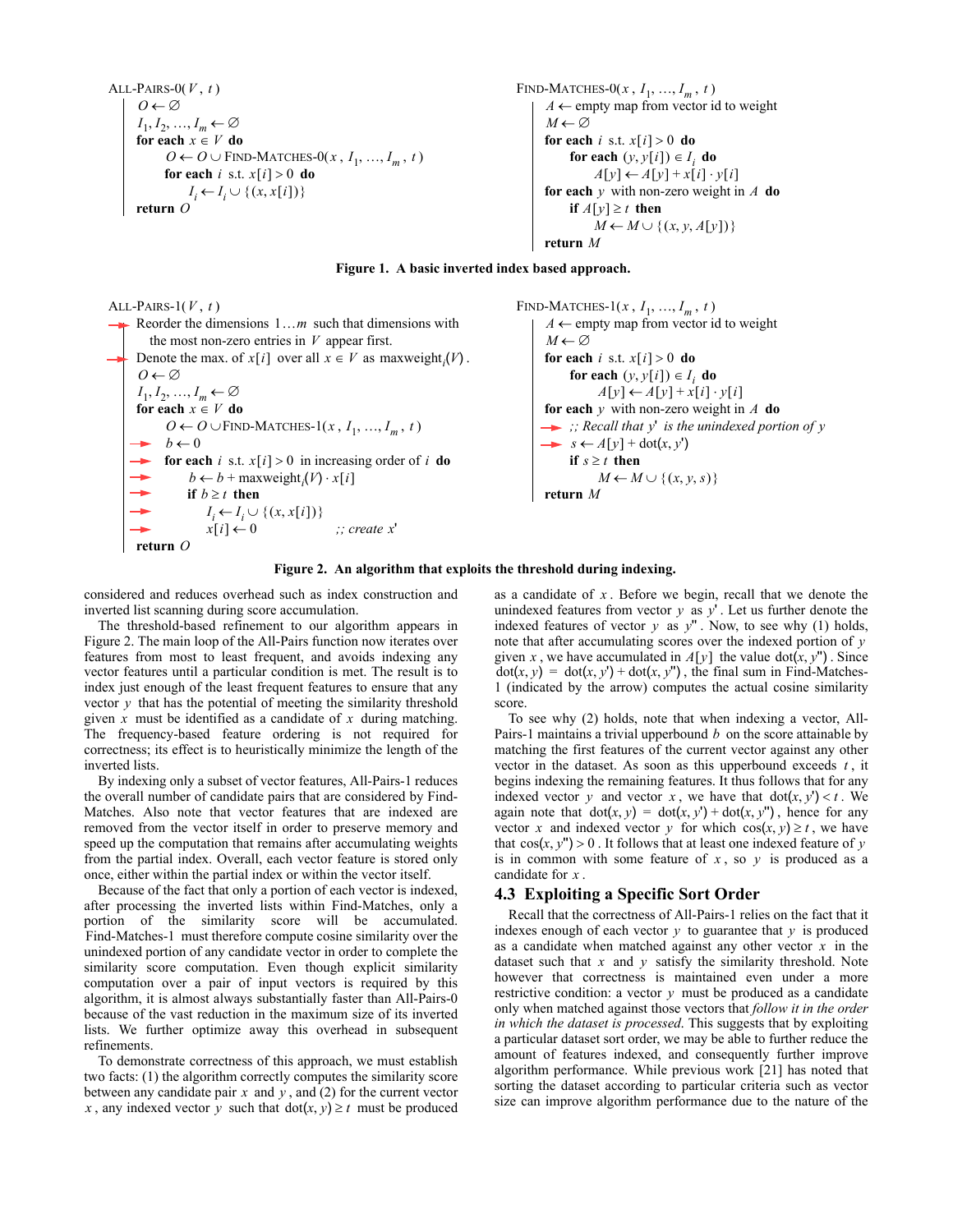```
ALL-PAIRS-0(V, t)
    O ← ∅
    I_1, I_2, ..., I_m ← ∅
    for each x ∈ V do
        O ← O ∪ FIND-MATCHES-0(x, I_1, ..., I_m, t)
        for each i s.t. x[i] > 0 do
            I_i ← I_i ∪ {(x, x[i])}
    return O
```

```
FIND-MATCHES-0(x, I_1, ..., I_m, t)
    A ← empty map from vector id to weight
    M ← ∅
    for each i s.t. x[i] > 0 do
        for each (y, y[i]) ∈ I_i do
            A[y] ← A[y] + x[i] · y[i]
    for each y with non-zero weight in A do
        if A[y] ≥ t then
            M ← M ∪ {(x, y, A[y])}
    return M
```

**Figure 1. A basic inverted index based approach.**

```
ALL-PAIRS-1(V, t)
→   Reorder the dimensions 1...m such that dimensions with
      the most non-zero entries in V appear first.
→   Denote the max. of x[i] over all x ∈ V as maxweight_i(V).
    O ← ∅
    I_1, I_2, ..., I_m ← ∅
    for each x ∈ V do
        O ← O ∪ FIND-MATCHES-1(x, I_1, ..., I_m, t)
→       b ← 0
→       for each i s.t. x[i] > 0 in increasing order of i do
→           b ← b + maxweight_i(V) · x[i]
→           if b ≥ t then
→               I_i ← I_i ∪ {(x, x[i])}
→               x[i] ← 0          ;; create x'
    return O
```

```
FIND-MATCHES-1(x, I_1, ..., I_m, t)
    A ← empty map from vector id to weight
    M ← ∅
    for each i s.t. x[i] > 0 do
        for each (y, y[i]) ∈ I_i do
            A[y] ← A[y] + x[i] · y[i]
    for each y with non-zero weight in A do
→       ;; Recall that y' is the unindexed portion of y
→       s ← A[y] + dot(x, y')
        if s ≥ t then
            M ← M ∪ {(x, y, s)}
    return M
```

**Figure 2. An algorithm that exploits the threshold during indexing.**

considered and reduces overhead such as index construction and inverted list scanning during score accumulation.

The threshold-based refinement to our algorithm appears in Figure 2. The main loop of the All-Pairs function now iterates over features from most to least frequent, and avoids indexing any vector features until a particular condition is met. The result is to index just enough of the least frequent features to ensure that any vector $y$ that has the potential of meeting the similarity threshold given $x$ must be identified as a candidate of $x$ during matching. The frequency-based feature ordering is not required for correctness; its effect is to heuristically minimize the length of the inverted lists.

By indexing only a subset of vector features, All-Pairs-1 reduces the overall number of candidate pairs that are considered by Find-Matches. Also note that vector features that are indexed are removed from the vector itself in order to preserve memory and speed up the computation that remains after accumulating weights from the partial index. Overall, each vector feature is stored only once, either within the partial index or within the vector itself.

Because of the fact that only a portion of each vector is indexed, after processing the inverted lists within Find-Matches, only a portion of the similarity score will be accumulated. Find-Matches-1 must therefore compute cosine similarity over the unindexed portion of any candidate vector in order to complete the similarity score computation. Even though explicit similarity computation over a pair of input vectors is required by this algorithm, it is almost always substantially faster than All-Pairs-0 because of the vast reduction in the maximum size of its inverted lists. We further optimize away this overhead in subsequent refinements.

To demonstrate correctness of this approach, we must establish two facts: (1) the algorithm correctly computes the similarity score between any candidate pair $x$ and $y$, and (2) for the current vector $x$, any indexed vector $y$ such that $\text{dot}(x, y) \geq t$ must be produced as a candidate of $x$. Before we begin, recall that we denote the unindexed features from vector $y$ as $y'$. Let us further denote the indexed features of vector $y$ as $y''$. Now, to see why (1) holds, note that after accumulating scores over the indexed portion of $y$ given $x$, we have accumulated in $A[y]$ the value $\text{dot}(x, y'')$. Since $\text{dot}(x, y) = \text{dot}(x, y') + \text{dot}(x, y'')$, the final sum in Find-Matches-1 (indicated by the arrow) computes the actual cosine similarity score.

To see why (2) holds, note that when indexing a vector, All-Pairs-1 maintains a trivial upperbound $b$ on the score attainable by matching the first features of the current vector against any other vector in the dataset. As soon as this upperbound exceeds $t$, it begins indexing the remaining features. It thus follows that for any indexed vector $y$ and vector $x$, we have that $\text{dot}(x, y') < t$. We again note that $\text{dot}(x, y) = \text{dot}(x, y') + \text{dot}(x, y'')$, hence for any vector $x$ and indexed vector $y$ for which $\cos(x, y) \geq t$, we have that $\cos(x, y'') > 0$. It follows that at least one indexed feature of $y$ is in common with some feature of $x$, so $y$ is produced as a candidate for $x$.

## 4.3 Exploiting a Specific Sort Order

Recall that the correctness of All-Pairs-1 relies on the fact that it indexes enough of each vector $y$ to guarantee that $y$ is produced as a candidate when matched against any other vector $x$ in the dataset such that $x$ and $y$ satisfy the similarity threshold. Note however that correctness is maintained even under a more restrictive condition: a vector $y$ must be produced as a candidate only when matched against those vectors that *follow it in the order in which the dataset is processed*. This suggests that by exploiting a particular dataset sort order, we may be able to further reduce the amount of features indexed, and consequently further improve algorithm performance. While previous work [21] has noted that sorting the dataset according to particular criteria such as vector size can improve algorithm performance due to the nature of the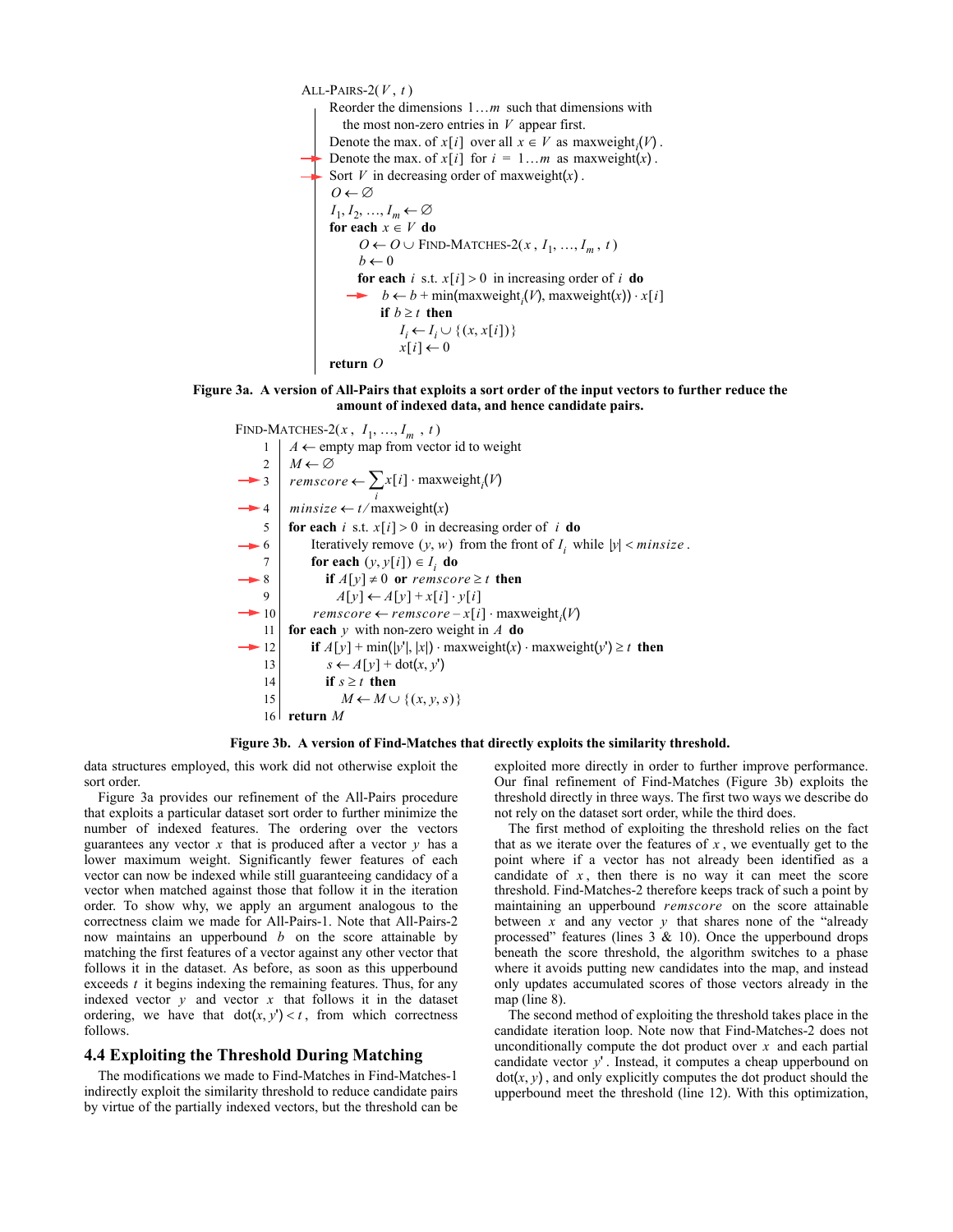```
ALL-PAIRS-2(V, t)
  Reorder the dimensions 1...m such that dimensions with
    the most non-zero entries in V appear first.
  Denote the max. of x[i] over all x ∈ V as maxweight_i(V).
→ Denote the max. of x[i] for i = 1...m as maxweight(x).
→ Sort V in decreasing order of maxweight(x).
  O ← ∅
  I_1, I_2, ..., I_m ← ∅
  for each x ∈ V do
    O ← O ∪ FIND-MATCHES-2(x, I_1, ..., I_m, t)
    b ← 0
    for each i s.t. x[i] > 0 in increasing order of i do
→     b ← b + min(maxweight_i(V), maxweight(x)) · x[i]
      if b ≥ t then
        I_i ← I_i ∪ {(x, x[i])}
        x[i] ← 0
  return O
```

**Figure 3a. A version of All-Pairs that exploits a sort order of the input vectors to further reduce the amount of indexed data, and hence candidate pairs.**

```
FIND-MATCHES-2(x, I_1, ..., I_m, t)
   1   A ← empty map from vector id to weight
   2   M ← ∅
→  3   remscore ← Σ_i x[i] · maxweight_i(V)
→  4   minsize ← t/maxweight(x)
   5   for each i s.t. x[i] > 0 in decreasing order of i do
→  6     Iteratively remove (y, w) from the front of I_i while |y| < minsize.
   7     for each (y, y[i]) ∈ I_i do
→  8       if A[y] ≠ 0 or remscore ≥ t then
   9         A[y] ← A[y] + x[i] · y[i]
→ 10     remscore ← remscore − x[i] · maxweight_i(V)
  11   for each y with non-zero weight in A do
→ 12     if A[y] + min(|y'|, |x|) · maxweight(x) · maxweight(y') ≥ t then
  13       s ← A[y] + dot(x, y')
  14       if s ≥ t then
  15         M ← M ∪ {(x, y, s)}
  16   return M
```

**Figure 3b. A version of Find-Matches that directly exploits the similarity threshold.**

data structures employed, this work did not otherwise exploit the sort order.

Figure 3a provides our refinement of the All-Pairs procedure that exploits a particular dataset sort order to further minimize the number of indexed features. The ordering over the vectors guarantees any vector $x$ that is produced after a vector $y$ has a lower maximum weight. Significantly fewer features of each vector can now be indexed while still guaranteeing candidacy of a vector when matched against those that follow it in the iteration order. To show why, we apply an argument analogous to the correctness claim we made for All-Pairs-1. Note that All-Pairs-2 now maintains an upperbound $b$ on the score attainable by matching the first features of a vector against any other vector that follows it in the dataset. As before, as soon as this upperbound exceeds $t$ it begins indexing the remaining features. Thus, for any indexed vector $y$ and vector $x$ that follows it in the dataset ordering, we have that $\mathrm{dot}(x, y') < t$, from which correctness follows.

## 4.4 Exploiting the Threshold During Matching

The modifications we made to Find-Matches in Find-Matches-1 indirectly exploit the similarity threshold to reduce candidate pairs by virtue of the partially indexed vectors, but the threshold can be exploited more directly in order to further improve performance. Our final refinement of Find-Matches (Figure 3b) exploits the threshold directly in three ways. The first two ways we describe do not rely on the dataset sort order, while the third does.

The first method of exploiting the threshold relies on the fact that as we iterate over the features of $x$, we eventually get to the point where if a vector has not already been identified as a candidate of $x$, then there is no way it can meet the score threshold. Find-Matches-2 therefore keeps track of such a point by maintaining an upperbound *remscore* on the score attainable between $x$ and any vector $y$ that shares none of the "already processed" features (lines 3 & 10). Once the upperbound drops beneath the score threshold, the algorithm switches to a phase where it avoids putting new candidates into the map, and instead only updates accumulated scores of those vectors already in the map (line 8).

The second method of exploiting the threshold takes place in the candidate iteration loop. Note now that Find-Matches-2 does not unconditionally compute the dot product over $x$ and each partial candidate vector $y'$. Instead, it computes a cheap upperbound on $\mathrm{dot}(x, y)$, and only explicitly computes the dot product should the upperbound meet the threshold (line 12). With this optimization,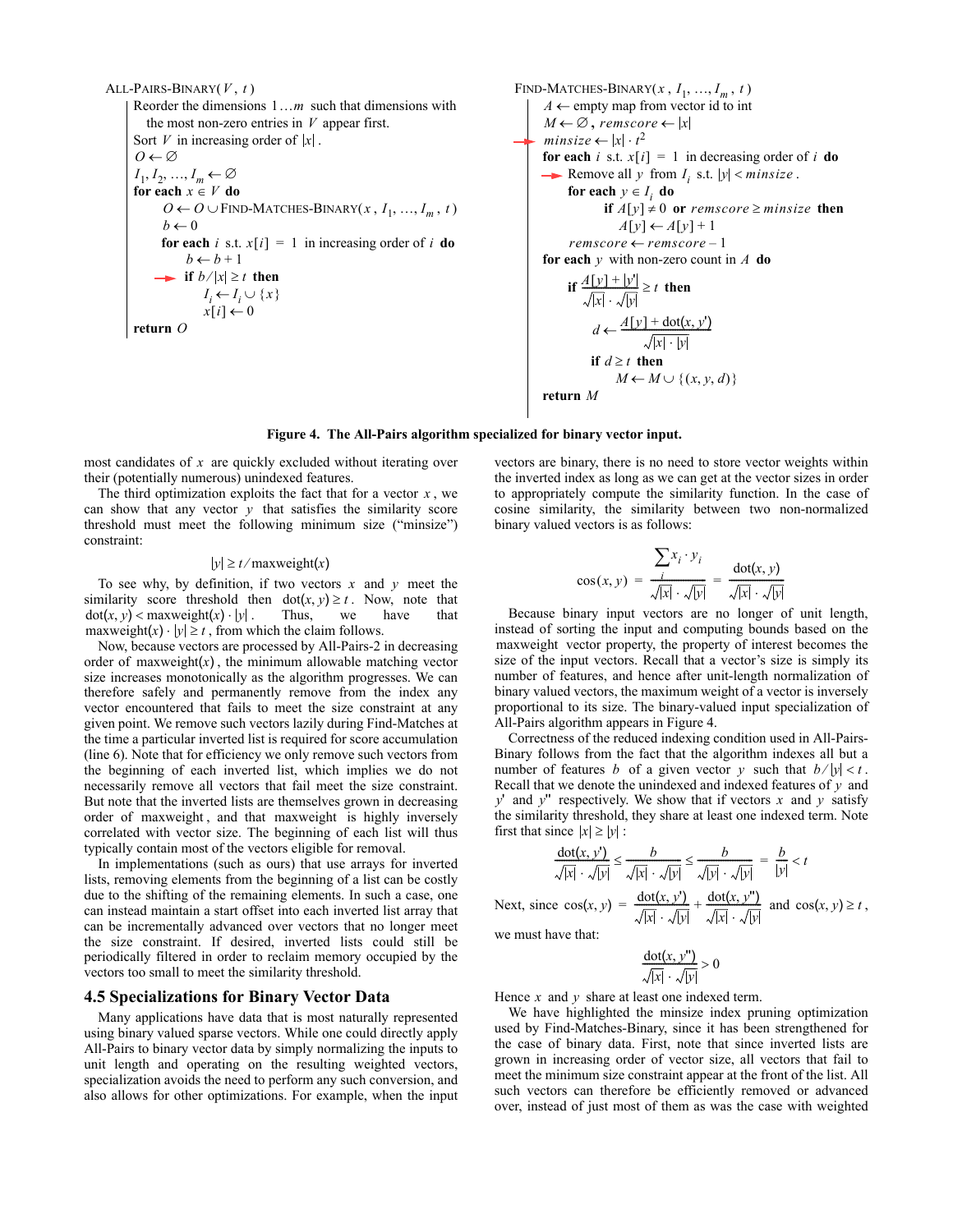```
ALL-PAIRS-BINARY( V , t )
    Reorder the dimensions 1...m such that dimensions with
        the most non-zero entries in V appear first.
    Sort V in increasing order of |x| .
    O ← ∅
    I_1, I_2, ..., I_m ← ∅
    for each x ∈ V do
        O ← O ∪ FIND-MATCHES-BINARY( x , I_1, ..., I_m , t )
        b ← 0
        for each i s.t. x[i] = 1 in increasing order of i do
            b ← b + 1
  →         if b/|x| ≥ t then
                I_i ← I_i ∪ {x}
                x[i] ← 0
    return O
```

```
FIND-MATCHES-BINARY( x , I_1, ..., I_m , t )
    A ← empty map from vector id to int
    M ← ∅ , remscore ← |x|
  → minsize ← |x| · t^2
    for each i s.t. x[i] = 1 in decreasing order of i do
  →     Remove all y from I_i s.t. |y| < minsize .
        for each y ∈ I_i do
            if A[y] ≠ 0 or remscore ≥ minsize then
                A[y] ← A[y] + 1
        remscore ← remscore – 1
    for each y with non-zero count in A do
        if (A[y] + |y'|) / (sqrt(|x|) · sqrt(|y|)) ≥ t then
            d ← (A[y] + dot(x, y')) / sqrt(|x| · |y|)
            if d ≥ t then
                M ← M ∪ {(x, y, d)}
    return M
```

**Figure 4. The All-Pairs algorithm specialized for binary vector input.**

most candidates of $x$ are quickly excluded without iterating over their (potentially numerous) unindexed features.

The third optimization exploits the fact that for a vector $x$, we can show that any vector $y$ that satisfies the similarity score threshold must meet the following minimum size ("minsize") constraint:

$$|y| \geq t / \text{maxweight}(x)$$

To see why, by definition, if two vectors $x$ and $y$ meet the similarity score threshold then $\text{dot}(x, y) \geq t$. Now, note that $\text{dot}(x, y) < \text{maxweight}(x) \cdot |y|$. Thus, we have that $\text{maxweight}(x) \cdot |y| \geq t$, from which the claim follows.

Now, because vectors are processed by All-Pairs-2 in decreasing order of $\text{maxweight}(x)$, the minimum allowable matching vector size increases monotonically as the algorithm progresses. We can therefore safely and permanently remove from the index any vector encountered that fails to meet the size constraint at any given point. We remove such vectors lazily during Find-Matches at the time a particular inverted list is required for score accumulation (line 6). Note that for efficiency we only remove such vectors from the beginning of each inverted list, which implies we do not necessarily remove all vectors that fail meet the size constraint. But note that the inverted lists are themselves grown in decreasing order of maxweight, and that maxweight is highly inversely correlated with vector size. The beginning of each list will thus typically contain most of the vectors eligible for removal.

In implementations (such as ours) that use arrays for inverted lists, removing elements from the beginning of a list can be costly due to the shifting of the remaining elements. In such a case, one can instead maintain a start offset into each inverted list array that can be incrementally advanced over vectors that no longer meet the size constraint. If desired, inverted lists could still be periodically filtered in order to reclaim memory occupied by the vectors too small to meet the similarity threshold.

## 4.5 Specializations for Binary Vector Data

Many applications have data that is most naturally represented using binary valued sparse vectors. While one could directly apply All-Pairs to binary vector data by simply normalizing the inputs to unit length and operating on the resulting weighted vectors, specialization avoids the need to perform any such conversion, and also allows for other optimizations. For example, when the input vectors are binary, there is no need to store vector weights within the inverted index as long as we can get at the vector sizes in order to appropriately compute the similarity function. In the case of cosine similarity, the similarity between two non-normalized binary valued vectors is as follows:

$$\cos(x, y) = \frac{\sum_i x_i \cdot y_i}{\sqrt{|x|} \cdot \sqrt{|y|}} = \frac{\text{dot}(x, y)}{\sqrt{|x|} \cdot \sqrt{|y|}}$$

Because binary input vectors are no longer of unit length, instead of sorting the input and computing bounds based on the maxweight vector property, the property of interest becomes the size of the input vectors. Recall that a vector's size is simply its number of features, and hence after unit-length normalization of binary valued vectors, the maximum weight of a vector is inversely proportional to its size. The binary-valued input specialization of All-Pairs algorithm appears in Figure 4.

Correctness of the reduced indexing condition used in All-Pairs-Binary follows from the fact that the algorithm indexes all but a number of features $b$ of a given vector $y$ such that $b/|y| < t$. Recall that we denote the unindexed and indexed features of $y$ and $y'$ and $y''$ respectively. We show that if vectors $x$ and $y$ satisfy the similarity threshold, they share at least one indexed term. Note first that since $|x| \geq |y|$:

$$\frac{\text{dot}(x, y')}{\sqrt{|x|} \cdot \sqrt{|y|}} \leq \frac{b}{\sqrt{|x|} \cdot \sqrt{|y|}} \leq \frac{b}{\sqrt{|y|} \cdot \sqrt{|y|}} = \frac{b}{|y|} < t$$

Next, since $\cos(x, y) = \frac{\text{dot}(x, y')}{\sqrt{|x|} \cdot \sqrt{|y|}} + \frac{\text{dot}(x, y'')}{\sqrt{|x|} \cdot \sqrt{|y|}}$ and $\cos(x, y) \geq t$, we must have that:

$$\frac{\text{dot}(x, y'')}{\sqrt{|x|} \cdot \sqrt{|y|}} > 0$$

Hence $x$ and $y$ share at least one indexed term.

We have highlighted the minsize index pruning optimization used by Find-Matches-Binary, since it has been strengthened for the case of binary data. First, note that since inverted lists are grown in increasing order of vector size, all vectors that fail to meet the minimum size constraint appear at the front of the list. All such vectors can therefore be efficiently removed or advanced over, instead of just most of them as was the case with weighted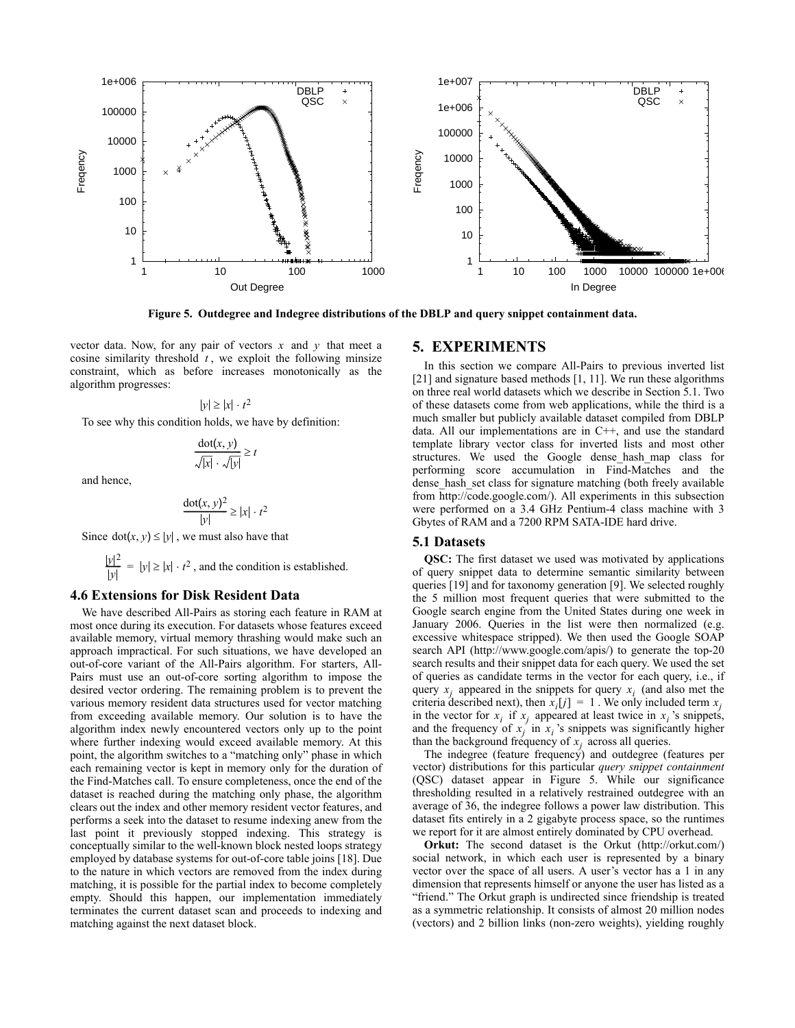**Figure 5. Outdegree and Indegree distributions of the DBLP and query snippet containment data.**

vector data. Now, for any pair of vectors $x$ and $y$ that meet a cosine similarity threshold $t$, we exploit the following minsize constraint, which as before increases monotonically as the algorithm progresses:

$$|y| \geq |x| \cdot t^2$$

To see why this condition holds, we have by definition:

$$\frac{\text{dot}(x, y)}{\sqrt{|x|} \cdot \sqrt{|y|}} \geq t$$

and hence,

$$\frac{\text{dot}(x, y)^2}{|y|} \geq |x| \cdot t^2$$

Since $\text{dot}(x, y) \leq |y|$, we must also have that

$\frac{|y|^2}{|y|} = |y| \geq |x| \cdot t^2$, and the condition is established.

### 4.6 Extensions for Disk Resident Data

We have described All-Pairs as storing each feature in RAM at most once during its execution. For datasets whose features exceed available memory, virtual memory thrashing would make such an approach impractical. For such situations, we have developed an out-of-core variant of the All-Pairs algorithm. For starters, All-Pairs must use an out-of-core sorting algorithm to impose the desired vector ordering. The remaining problem is to prevent the various memory resident data structures used for vector matching from exceeding available memory. Our solution is to have the algorithm index newly encountered vectors only up to the point where further indexing would exceed available memory. At this point, the algorithm switches to a "matching only" phase in which each remaining vector is kept in memory only for the duration of the Find-Matches call. To ensure completeness, once the end of the dataset is reached during the matching only phase, the algorithm clears out the index and other memory resident vector features, and performs a seek into the dataset to resume indexing anew from the last point it previously stopped indexing. This strategy is conceptually similar to the well-known block nested loops strategy employed by database systems for out-of-core table joins [18]. Due to the nature in which vectors are removed from the index during matching, it is possible for the partial index to become completely empty. Should this happen, our implementation immediately terminates the current dataset scan and proceeds to indexing and matching against the next dataset block.

## 5. EXPERIMENTS

In this section we compare All-Pairs to previous inverted list [21] and signature based methods [1, 11]. We run these algorithms on three real world datasets which we describe in Section 5.1. Two of these datasets come from web applications, while the third is a much smaller but publicly available dataset compiled from DBLP data. All our implementations are in C++, and use the standard template library vector class for inverted lists and most other structures. We used the Google dense_hash_map class for performing score accumulation in Find-Matches and the dense_hash_set class for signature matching (both freely available from http://code.google.com/). All experiments in this subsection were performed on a 3.4 GHz Pentium-4 class machine with 3 Gbytes of RAM and a 7200 RPM SATA-IDE hard drive.

### 5.1 Datasets

**QSC:** The first dataset we used was motivated by applications of query snippet data to determine semantic similarity between queries [19] and for taxonomy generation [9]. We selected roughly the 5 million most frequent queries that were submitted to the Google search engine from the United States during one week in January 2006. Queries in the list were then normalized (e.g. excessive whitespace stripped). We then used the Google SOAP search API (http://www.google.com/apis/) to generate the top-20 search results and their snippet data for each query. We used the set of queries as candidate terms in the vector for each query, i.e., if query $x_j$ appeared in the snippets for query $x_i$ (and also met the criteria described next), then $x_i[j] = 1$. We only included term $x_j$ in the vector for $x_i$ if $x_j$ appeared at least twice in $x_i$'s snippets, and the frequency of $x_j$ in $x_i$'s snippets was significantly higher than the background frequency of $x_j$ across all queries.

The indegree (feature frequency) and outdegree (features per vector) distributions for this particular *query snippet containment* (QSC) dataset appear in Figure 5. While our significance thresholding resulted in a relatively restrained outdegree with an average of 36, the indegree follows a power law distribution. This dataset fits entirely in a 2 gigabyte process space, so the runtimes we report for it are almost entirely dominated by CPU overhead.

**Orkut:** The second dataset is the Orkut (http://orkut.com/) social network, in which each user is represented by a binary vector over the space of all users. A user's vector has a 1 in any dimension that represents himself or anyone the user has listed as a "friend." The Orkut graph is undirected since friendship is treated as a symmetric relationship. It consists of almost 20 million nodes (vectors) and 2 billion links (non-zero weights), yielding roughly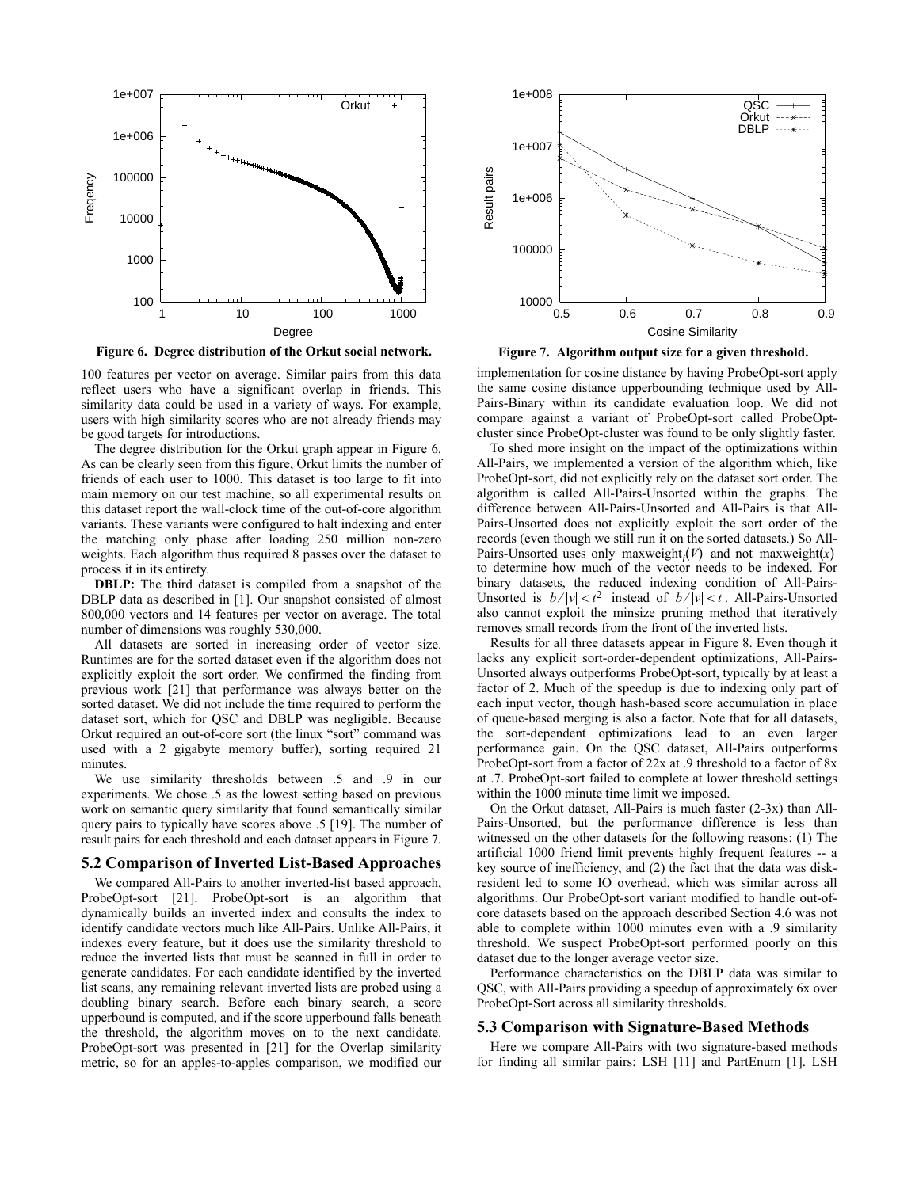Figure 6. Degree distribution of the Orkut social network.

Figure 7. Algorithm output size for a given threshold.

100 features per vector on average. Similar pairs from this data reflect users who have a significant overlap in friends. This similarity data could be used in a variety of ways. For example, users with high similarity scores who are not already friends may be good targets for introductions.

The degree distribution for the Orkut graph appear in Figure 6. As can be clearly seen from this figure, Orkut limits the number of friends of each user to 1000. This dataset is too large to fit into main memory on our test machine, so all experimental results on this dataset report the wall-clock time of the out-of-core algorithm variants. These variants were configured to halt indexing and enter the matching only phase after loading 250 million non-zero weights. Each algorithm thus required 8 passes over the dataset to process it in its entirety.

**DBLP:** The third dataset is compiled from a snapshot of the DBLP data as described in [1]. Our snapshot consisted of almost 800,000 vectors and 14 features per vector on average. The total number of dimensions was roughly 530,000.

All datasets are sorted in increasing order of vector size. Runtimes are for the sorted dataset even if the algorithm does not explicitly exploit the sort order. We confirmed the finding from previous work [21] that performance was always better on the sorted dataset. We did not include the time required to perform the dataset sort, which for QSC and DBLP was negligible. Because Orkut required an out-of-core sort (the linux "sort" command was used with a 2 gigabyte memory buffer), sorting required 21 minutes.

We use similarity thresholds between .5 and .9 in our experiments. We chose .5 as the lowest setting based on previous work on semantic query similarity that found semantically similar query pairs to typically have scores above .5 [19]. The number of result pairs for each threshold and each dataset appears in Figure 7.

## 5.2 Comparison of Inverted List-Based Approaches

We compared All-Pairs to another inverted-list based approach, ProbeOpt-sort [21]. ProbeOpt-sort is an algorithm that dynamically builds an inverted index and consults the index to identify candidate vectors much like All-Pairs. Unlike All-Pairs, it indexes every feature, but it does use the similarity threshold to reduce the inverted lists that must be scanned in full in order to generate candidates. For each candidate identified by the inverted list scans, any remaining relevant inverted lists are probed using a doubling binary search. Before each binary search, a score upperbound is computed, and if the score upperbound falls beneath the threshold, the algorithm moves on to the next candidate. ProbeOpt-sort was presented in [21] for the Overlap similarity metric, so for an apples-to-apples comparison, we modified our implementation for cosine distance by having ProbeOpt-sort apply the same cosine distance upperbounding technique used by All-Pairs-Binary within its candidate evaluation loop. We did not compare against a variant of ProbeOpt-sort called ProbeOpt-cluster since ProbeOpt-cluster was found to be only slightly faster.

To shed more insight on the impact of the optimizations within All-Pairs, we implemented a version of the algorithm which, like ProbeOpt-sort, did not explicitly rely on the dataset sort order. The algorithm is called All-Pairs-Unsorted within the graphs. The difference between All-Pairs-Unsorted and All-Pairs is that All-Pairs-Unsorted does not explicitly exploit the sort order of the records (even though we still run it on the sorted datasets.) So All-Pairs-Unsorted uses only $\text{maxweight}_i(V)$ and not $\text{maxweight}(x)$ to determine how much of the vector needs to be indexed. For binary datasets, the reduced indexing condition of All-Pairs-Unsorted is $b/|v| < t^2$ instead of $b/|v| < t$. All-Pairs-Unsorted also cannot exploit the minsize pruning method that iteratively removes small records from the front of the inverted lists.

Results for all three datasets appear in Figure 8. Even though it lacks any explicit sort-order-dependent optimizations, All-Pairs-Unsorted always outperforms ProbeOpt-sort, typically by at least a factor of 2. Much of the speedup is due to indexing only part of each input vector, though hash-based score accumulation in place of queue-based merging is also a factor. Note that for all datasets, the sort-dependent optimizations lead to an even larger performance gain. On the QSC dataset, All-Pairs outperforms ProbeOpt-sort from a factor of 22x at .9 threshold to a factor of 8x at .7. ProbeOpt-sort failed to complete at lower threshold settings within the 1000 minute time limit we imposed.

On the Orkut dataset, All-Pairs is much faster (2-3x) than All-Pairs-Unsorted, but the performance difference is less than witnessed on the other datasets for the following reasons: (1) The artificial 1000 friend limit prevents highly frequent features -- a key source of inefficiency, and (2) the fact that the data was disk-resident led to some IO overhead, which was similar across all algorithms. Our ProbeOpt-sort variant modified to handle out-of-core datasets based on the approach described Section 4.6 was not able to complete within 1000 minutes even with a .9 similarity threshold. We suspect ProbeOpt-sort performed poorly on this dataset due to the longer average vector size.

Performance characteristics on the DBLP data was similar to QSC, with All-Pairs providing a speedup of approximately 6x over ProbeOpt-Sort across all similarity thresholds.

## 5.3 Comparison with Signature-Based Methods

Here we compare All-Pairs with two signature-based methods for finding all similar pairs: LSH [11] and PartEnum [1]. LSH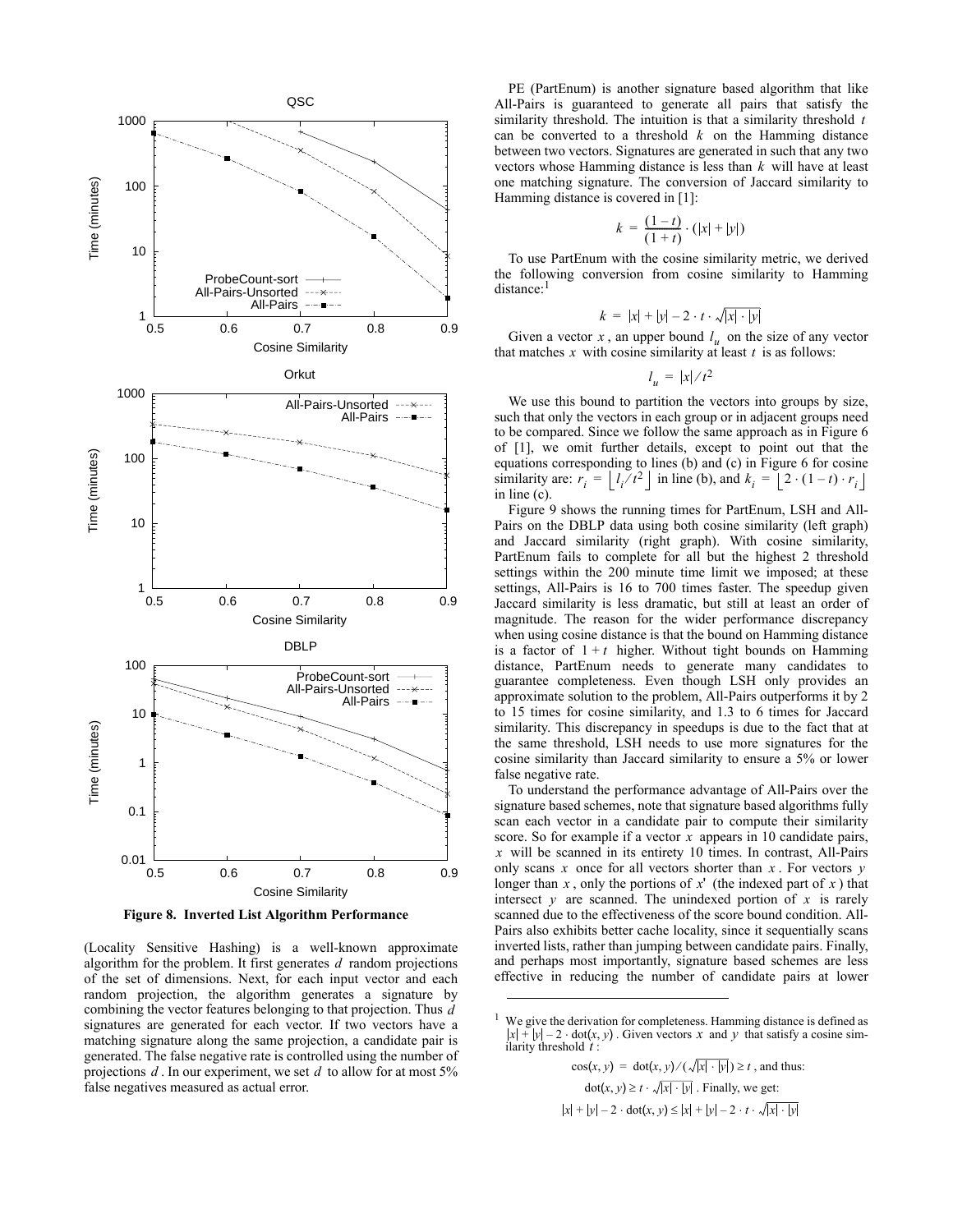Figure 8. Inverted List Algorithm Performance

(Locality Sensitive Hashing) is a well-known approximate algorithm for the problem. It first generates $d$ random projections of the set of dimensions. Next, for each input vector and each random projection, the algorithm generates a signature by combining the vector features belonging to that projection. Thus $d$ signatures are generated for each vector. If two vectors have a matching signature along the same projection, a candidate pair is generated. The false negative rate is controlled using the number of projections $d$. In our experiment, we set $d$ to allow for at most 5% false negatives measured as actual error.

PE (PartEnum) is another signature based algorithm that like All-Pairs is guaranteed to generate all pairs that satisfy the similarity threshold. The intuition is that a similarity threshold $t$ can be converted to a threshold $k$ on the Hamming distance between two vectors. Signatures are generated in such that any two vectors whose Hamming distance is less than $k$ will have at least one matching signature. The conversion of Jaccard similarity to Hamming distance is covered in [1]:

$$k = \frac{(1-t)}{(1+t)} \cdot (|x| + |y|)$$

To use PartEnum with the cosine similarity metric, we derived the following conversion from cosine similarity to Hamming distance:[1]

$$k = |x| + |y| - 2 \cdot t \cdot \sqrt{|x| \cdot |y|}$$

Given a vector $x$, an upper bound $l_u$ on the size of any vector that matches $x$ with cosine similarity at least $t$ is as follows:

$$l_u = |x| / t^2$$

We use this bound to partition the vectors into groups by size, such that only the vectors in each group or in adjacent groups need to be compared. Since we follow the same approach as in Figure 6 of [1], we omit further details, except to point out that the equations corresponding to lines (b) and (c) in Figure 6 for cosine similarity are: $r_i = \lfloor l_i / t^2 \rfloor$ in line (b), and $k_i = \lfloor 2 \cdot (1-t) \cdot r_i \rfloor$ in line (c).

Figure 9 shows the running times for PartEnum, LSH and All-Pairs on the DBLP data using both cosine similarity (left graph) and Jaccard similarity (right graph). With cosine similarity, PartEnum fails to complete for all but the highest 2 threshold settings within the 200 minute time limit we imposed; at these settings, All-Pairs is 16 to 700 times faster. The speedup given Jaccard similarity is less dramatic, but still at least an order of magnitude. The reason for the wider performance discrepancy when using cosine distance is that the bound on Hamming distance is a factor of $1+t$ higher. Without tight bounds on Hamming distance, PartEnum needs to generate many candidates to guarantee completeness. Even though LSH only provides an approximate solution to the problem, All-Pairs outperforms it by 2 to 15 times for cosine similarity, and 1.3 to 6 times for Jaccard similarity. This discrepancy in speedups is due to the fact that at the same threshold, LSH needs to use more signatures for the cosine similarity than Jaccard similarity to ensure a 5% or lower false negative rate.

To understand the performance advantage of All-Pairs over the signature based schemes, note that signature based algorithms fully scan each vector in a candidate pair to compute their similarity score. So for example if a vector $x$ appears in 10 candidate pairs, $x$ will be scanned in its entirety 10 times. In contrast, All-Pairs only scans $x$ once for all vectors shorter than $x$. For vectors $y$ longer than $x$, only the portions of $x'$ (the indexed part of $x$) that intersect $y$ are scanned. The unindexed portion of $x$ is rarely scanned due to the effectiveness of the score bound condition. All-Pairs also exhibits better cache locality, since it sequentially scans inverted lists, rather than jumping between candidate pairs. Finally, and perhaps most importantly, signature based schemes are less effective in reducing the number of candidate pairs at lower

[1] We give the derivation for completeness. Hamming distance is defined as $|x| + |y| - 2 \cdot \mathrm{dot}(x, y)$. Given vectors $x$ and $y$ that satisfy a cosine similarity threshold $t$:

$$\cos(x, y) = \mathrm{dot}(x, y) / (\sqrt{|x| \cdot |y|}) \geq t \text{, and thus:}$$

$$\mathrm{dot}(x, y) \geq t \cdot \sqrt{|x| \cdot |y|} \text{. Finally, we get:}$$

$$|x| + |y| - 2 \cdot \mathrm{dot}(x, y) \leq |x| + |y| - 2 \cdot t \cdot \sqrt{|x| \cdot |y|}$$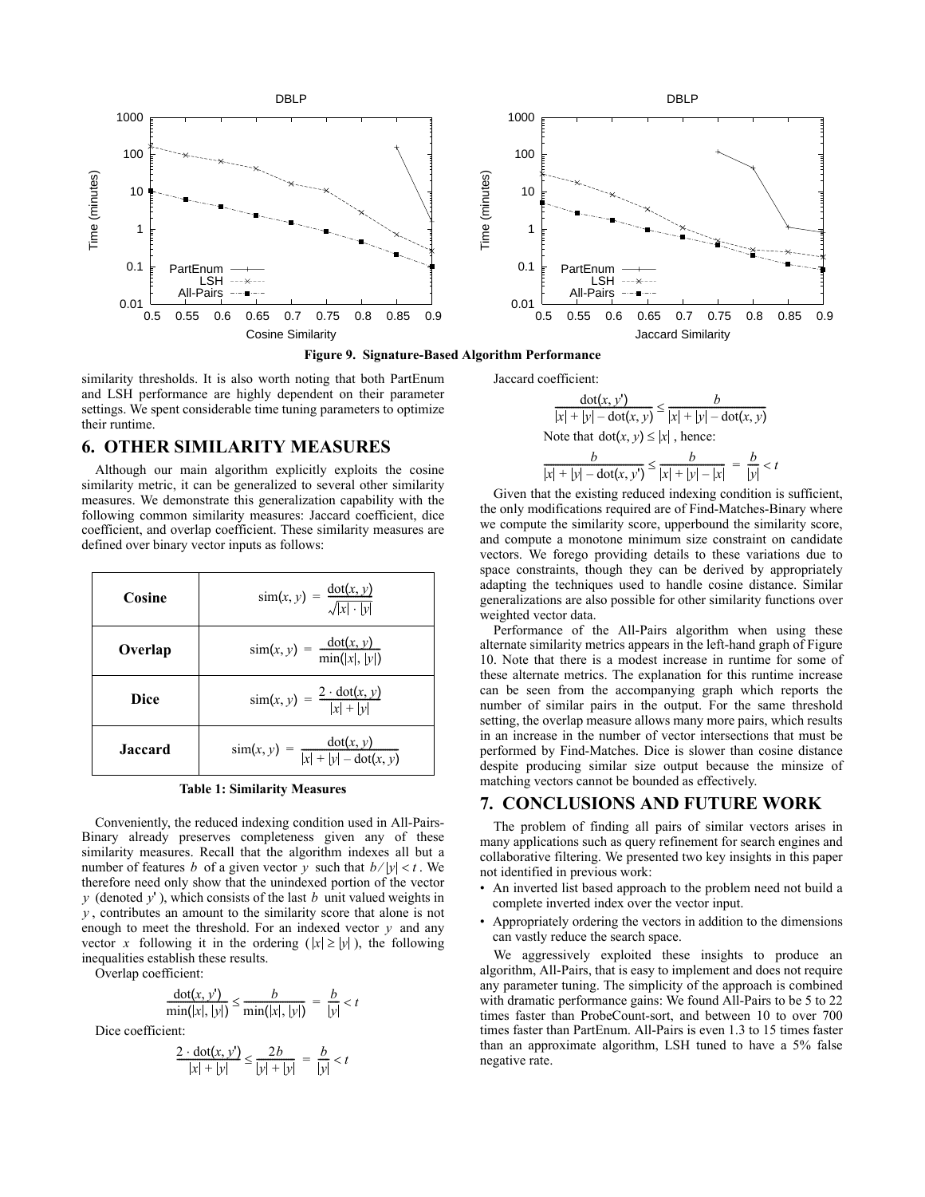Figure 9. Signature-Based Algorithm Performance

similarity thresholds. It is also worth noting that both PartEnum and LSH performance are highly dependent on their parameter settings. We spent considerable time tuning parameters to optimize their runtime.

## 6. OTHER SIMILARITY MEASURES

Although our main algorithm explicitly exploits the cosine similarity metric, it can be generalized to several other similarity measures. We demonstrate this generalization capability with the following common similarity measures: Jaccard coefficient, dice coefficient, and overlap coefficient. These similarity measures are defined over binary vector inputs as follows:

| | |
|---|---|
| **Cosine** | $\text{sim}(x, y) = \frac{\text{dot}(x, y)}{\sqrt{\lvert x\rvert \cdot \lvert y\rvert}}$ |
| **Overlap** | $\text{sim}(x, y) = \frac{\text{dot}(x, y)}{\min(\lvert x\rvert, \lvert y\rvert)}$ |
| **Dice** | $\text{sim}(x, y) = \frac{2 \cdot \text{dot}(x, y)}{\lvert x\rvert + \lvert y\rvert}$ |
| **Jaccard** | $\text{sim}(x, y) = \frac{\text{dot}(x, y)}{\lvert x\rvert + \lvert y\rvert - \text{dot}(x, y)}$ |

**Table 1: Similarity Measures**

Conveniently, the reduced indexing condition used in All-Pairs-Binary already preserves completeness given any of these similarity measures. Recall that the algorithm indexes all but a number of features $b$ of a given vector $y$ such that $b/|y| < t$. We therefore need only show that the unindexed portion of the vector $y$ (denoted $y'$), which consists of the last $b$ unit valued weights in $y$, contributes an amount to the similarity score that alone is not enough to meet the threshold. For an indexed vector $y$ and any vector $x$ following it in the ordering ($|x| \geq |y|$), the following inequalities establish these results.

Overlap coefficient:

$$\frac{\text{dot}(x, y')}{\min(|x|, |y|)} \leq \frac{b}{\min(|x|, |y|)} = \frac{b}{|y|} < t$$

Dice coefficient:

$$\frac{2 \cdot \text{dot}(x, y')}{|x| + |y|} \leq \frac{2b}{|y| + |y|} = \frac{b}{|y|} < t$$

Jaccard coefficient:

$$\frac{\text{dot}(x, y')}{|x| + |y| - \text{dot}(x, y)} \leq \frac{b}{|x| + |y| - \text{dot}(x, y)}$$

Note that $\text{dot}(x, y) \leq |x|$, hence:

$$\frac{b}{|x| + |y| - \text{dot}(x, y')} \leq \frac{b}{|x| + |y| - |x|} = \frac{b}{|y|} < t$$

Given that the existing reduced indexing condition is sufficient, the only modifications required are of Find-Matches-Binary where we compute the similarity score, upperbound the similarity score, and compute a monotone minimum size constraint on candidate vectors. We forego providing details to these variations due to space constraints, though they can be derived by appropriately adapting the techniques used to handle cosine distance. Similar generalizations are also possible for other similarity functions over weighted vector data.

Performance of the All-Pairs algorithm when using these alternate similarity metrics appears in the left-hand graph of Figure 10. Note that there is a modest increase in runtime for some of these alternate metrics. The explanation for this runtime increase can be seen from the accompanying graph which reports the number of similar pairs in the output. For the same threshold setting, the overlap measure allows many more pairs, which results in an increase in the number of vector intersections that must be performed by Find-Matches. Dice is slower than cosine distance despite producing similar size output because the minsize of matching vectors cannot be bounded as effectively.

## 7. CONCLUSIONS AND FUTURE WORK

The problem of finding all pairs of similar vectors arises in many applications such as query refinement for search engines and collaborative filtering. We presented two key insights in this paper not identified in previous work:

- An inverted list based approach to the problem need not build a complete inverted index over the vector input.
- Appropriately ordering the vectors in addition to the dimensions can vastly reduce the search space.

We aggressively exploited these insights to produce an algorithm, All-Pairs, that is easy to implement and does not require any parameter tuning. The simplicity of the approach is combined with dramatic performance gains: We found All-Pairs to be 5 to 22 times faster than ProbeCount-sort, and between 10 to over 700 times faster than PartEnum. All-Pairs is even 1.3 to 15 times faster than an approximate algorithm, LSH tuned to have a 5% false negative rate.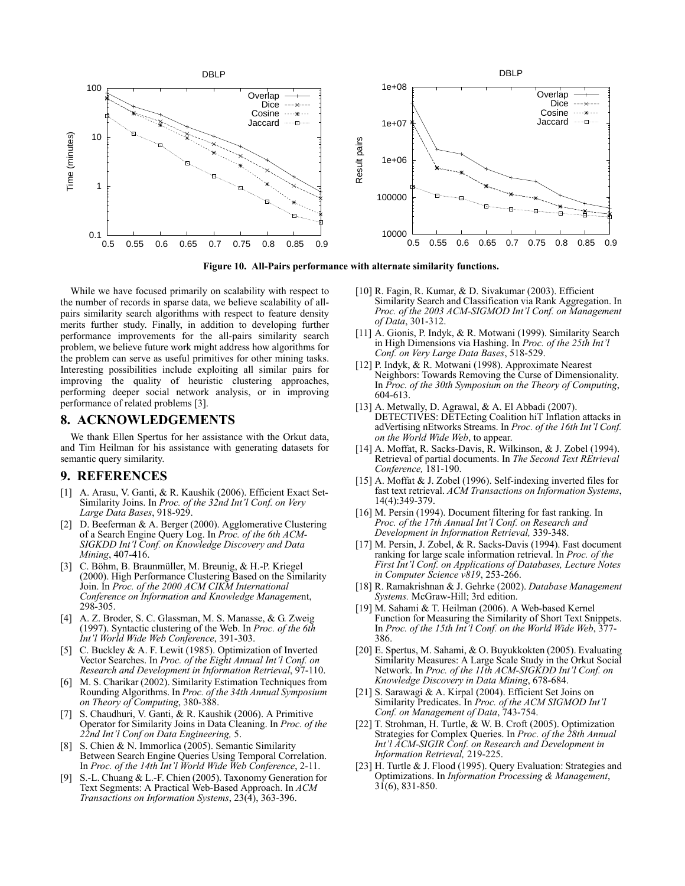DBLP

Time (minutes)

100
10
1
0.1

0.5 0.55 0.6 0.65 0.7 0.75 0.8 0.85 0.9

Overlap
Dice
Cosine
Jaccard

DBLP

Result pairs

1e+08
1e+07
1e+06
100000
10000

0.5 0.55 0.6 0.65 0.7 0.75 0.8 0.85 0.9

Overlap
Dice
Cosine
Jaccard

**Figure 10. All-Pairs performance with alternate similarity functions.**

While we have focused primarily on scalability with respect to the number of records in sparse data, we believe scalability of all-pairs similarity search algorithms with respect to feature density merits further study. Finally, in addition to developing further performance improvements for the all-pairs similarity search problem, we believe future work might address how algorithms for the problem can serve as useful primitives for other mining tasks. Interesting possibilities include exploiting all similar pairs for improving the quality of heuristic clustering approaches, performing deeper social network analysis, or in improving performance of related problems [3].

## 8. ACKNOWLEDGEMENTS

We thank Ellen Spertus for her assistance with the Orkut data, and Tim Heilman for his assistance with generating datasets for semantic query similarity.

## 9. REFERENCES

[1] A. Arasu, V. Ganti, & R. Kaushik (2006). Efficient Exact Set-Similarity Joins. In *Proc. of the 32nd Int'l Conf. on Very Large Data Bases*, 918-929.

[2] D. Beeferman & A. Berger (2000). Agglomerative Clustering of a Search Engine Query Log. In *Proc. of the 6th ACM-SIGKDD Int'l Conf. on Knowledge Discovery and Data Mining*, 407-416.

[3] C. Böhm, B. Braunmüller, M. Breunig, & H.-P. Kriegel (2000). High Performance Clustering Based on the Similarity Join. In *Proc. of the 2000 ACM CIKM International Conference on Information and Knowledge Management*, 298-305.

[4] A. Z. Broder, S. C. Glassman, M. S. Manasse, & G. Zweig (1997). Syntactic clustering of the Web. In *Proc. of the 6th Int'l World Wide Web Conference*, 391-303.

[5] C. Buckley & A. F. Lewit (1985). Optimization of Inverted Vector Searches. In *Proc. of the Eight Annual Int'l Conf. on Research and Development in Information Retrieval*, 97-110.

[6] M. S. Charikar (2002). Similarity Estimation Techniques from Rounding Algorithms. In *Proc. of the 34th Annual Symposium on Theory of Computing*, 380-388.

[7] S. Chaudhuri, V. Ganti, & R. Kaushik (2006). A Primitive Operator for Similarity Joins in Data Cleaning. In *Proc. of the 22nd Int'l Conf on Data Engineering,* 5.

[8] S. Chien & N. Immorlica (2005). Semantic Similarity Between Search Engine Queries Using Temporal Correlation. In *Proc. of the 14th Int'l World Wide Web Conference*, 2-11.

[9] S.-L. Chuang & L.-F. Chien (2005). Taxonomy Generation for Text Segments: A Practical Web-Based Approach. In *ACM Transactions on Information Systems*, 23(4), 363-396.

[10] R. Fagin, R. Kumar, & D. Sivakumar (2003). Efficient Similarity Search and Classification via Rank Aggregation. In *Proc. of the 2003 ACM-SIGMOD Int'l Conf. on Management of Data*, 301-312.

[11] A. Gionis, P. Indyk, & R. Motwani (1999). Similarity Search in High Dimensions via Hashing. In *Proc. of the 25th Int'l Conf. on Very Large Data Bases*, 518-529.

[12] P. Indyk, & R. Motwani (1998). Approximate Nearest Neighbors: Towards Removing the Curse of Dimensionality. In *Proc. of the 30th Symposium on the Theory of Computing*, 604-613.

[13] A. Metwally, D. Agrawal, & A. El Abbadi (2007). DETECTIVES: DETEcting Coalition hiT Inflation attacks in adVertising nEtworks Streams. In *Proc. of the 16th Int'l Conf. on the World Wide Web*, to appear.

[14] A. Moffat, R. Sacks-Davis, R. Wilkinson, & J. Zobel (1994). Retrieval of partial documents. In *The Second Text REtrieval Conference,* 181-190.

[15] A. Moffat & J. Zobel (1996). Self-indexing inverted files for fast text retrieval. *ACM Transactions on Information Systems*, 14(4):349-379.

[16] M. Persin (1994). Document filtering for fast ranking. In *Proc. of the 17th Annual Int'l Conf. on Research and Development in Information Retrieval,* 339-348.

[17] M. Persin, J. Zobel, & R. Sacks-Davis (1994). Fast document ranking for large scale information retrieval. In *Proc. of the First Int'l Conf. on Applications of Databases, Lecture Notes in Computer Science v819*, 253-266.

[18] R. Ramakrishnan & J. Gehrke (2002). *Database Management Systems.* McGraw-Hill; 3rd edition.

[19] M. Sahami & T. Heilman (2006). A Web-based Kernel Function for Measuring the Similarity of Short Text Snippets. In *Proc. of the 15th Int'l Conf. on the World Wide Web*, 377-386.

[20] E. Spertus, M. Sahami, & O. Buyukkokten (2005). Evaluating Similarity Measures: A Large Scale Study in the Orkut Social Network. In *Proc. of the 11th ACM-SIGKDD Int'l Conf. on Knowledge Discovery in Data Mining*, 678-684.

[21] S. Sarawagi & A. Kirpal (2004). Efficient Set Joins on Similarity Predicates. In *Proc. of the ACM SIGMOD Int'l Conf. on Management of Data*, 743-754.

[22] T. Strohman, H. Turtle, & W. B. Croft (2005). Optimization Strategies for Complex Queries. In *Proc. of the 28th Annual Int'l ACM-SIGIR Conf. on Research and Development in Information Retrieval,* 219-225.

[23] H. Turtle & J. Flood (1995). Query Evaluation: Strategies and Optimizations. In *Information Processing & Management*, 31(6), 831-850.